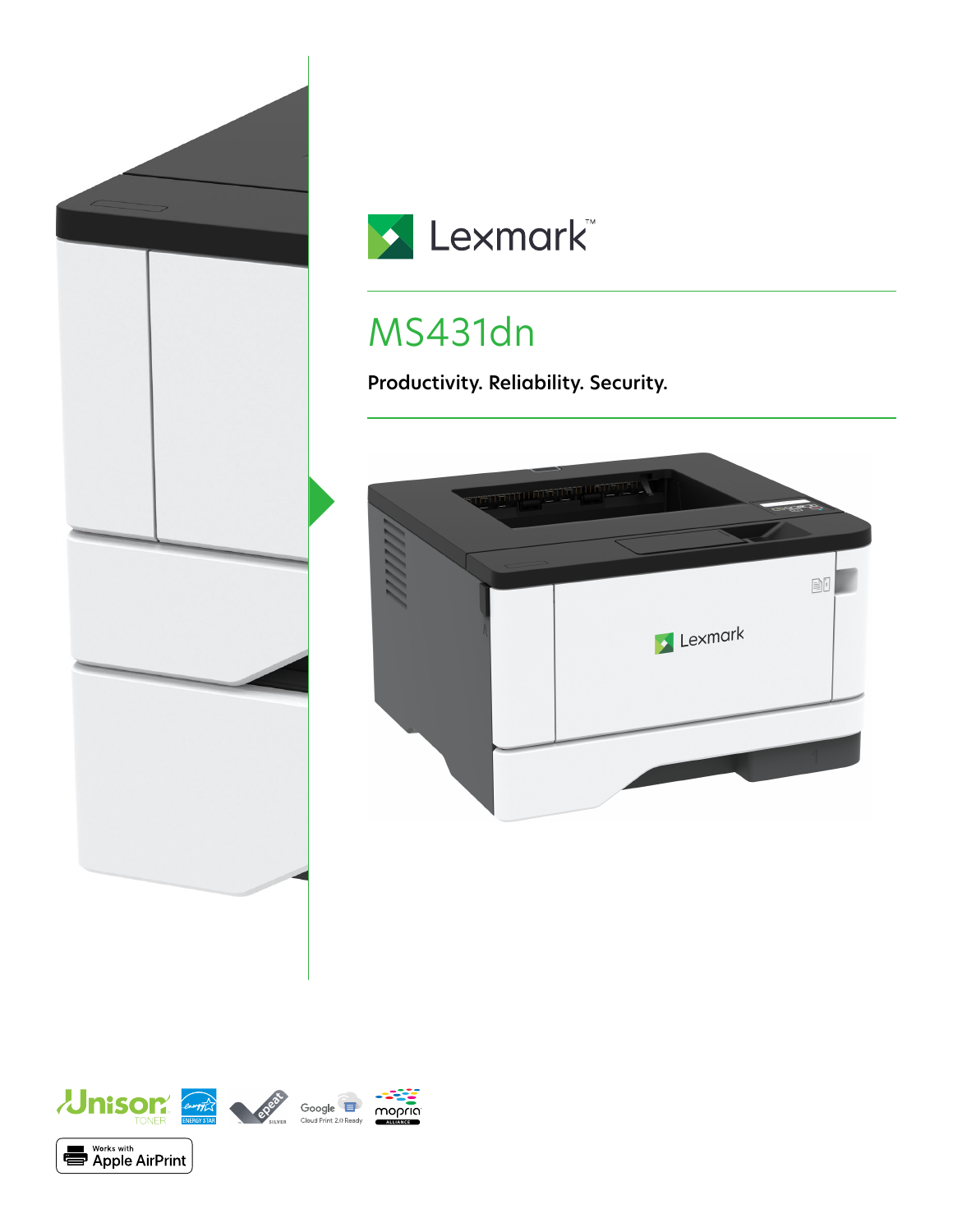# Lexmark

## MS431dn

**Productivity. Reliability. Security.**

Unison TONER

ENERGY STAR

epeat SILVER

Google Cloud Print 2.0 Ready

mopria ALLIANCE

Works with Apple AirPrint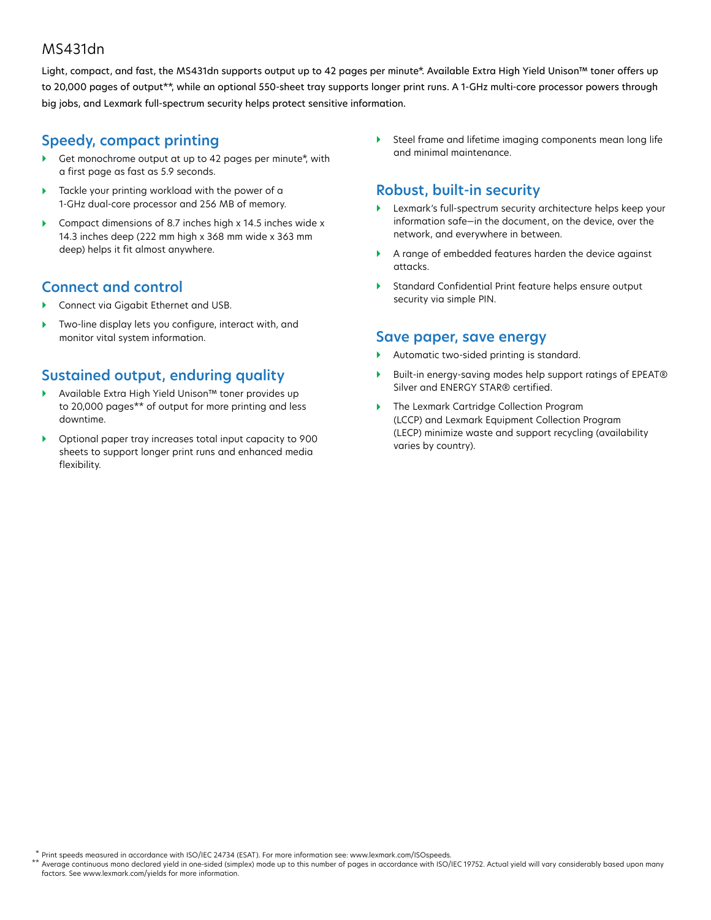# MS431dn

Light, compact, and fast, the MS431dn supports output up to 42 pages per minute*. Available Extra High Yield Unison™ toner offers up to 20,000 pages of output**, while an optional 550-sheet tray supports longer print runs. A 1-GHz multi-core processor powers through big jobs, and Lexmark full-spectrum security helps protect sensitive information.

## Speedy, compact printing

- Get monochrome output at up to 42 pages per minute*, with a first page as fast as 5.9 seconds.
- Tackle your printing workload with the power of a 1-GHz dual-core processor and 256 MB of memory.
- Compact dimensions of 8.7 inches high x 14.5 inches wide x 14.3 inches deep (222 mm high x 368 mm wide x 363 mm deep) helps it fit almost anywhere.

## Connect and control

- Connect via Gigabit Ethernet and USB.
- Two-line display lets you configure, interact with, and monitor vital system information.

## Sustained output, enduring quality

- Available Extra High Yield Unison™ toner provides up to 20,000 pages** of output for more printing and less downtime.
- Optional paper tray increases total input capacity to 900 sheets to support longer print runs and enhanced media flexibility.
- Steel frame and lifetime imaging components mean long life and minimal maintenance.

## Robust, built-in security

- Lexmark's full-spectrum security architecture helps keep your information safe—in the document, on the device, over the network, and everywhere in between.
- A range of embedded features harden the device against attacks.
- Standard Confidential Print feature helps ensure output security via simple PIN.

## Save paper, save energy

- Automatic two-sided printing is standard.
- Built-in energy-saving modes help support ratings of EPEAT® Silver and ENERGY STAR® certified.
- The Lexmark Cartridge Collection Program (LCCP) and Lexmark Equipment Collection Program (LECP) minimize waste and support recycling (availability varies by country).

\* Print speeds measured in accordance with ISO/IEC 24734 (ESAT). For more information see: www.lexmark.com/ISOspeeds.

\*\* Average continuous mono declared yield in one-sided (simplex) mode up to this number of pages in accordance with ISO/IEC 19752. Actual yield will vary considerably based upon many factors. See www.lexmark.com/yields for more information.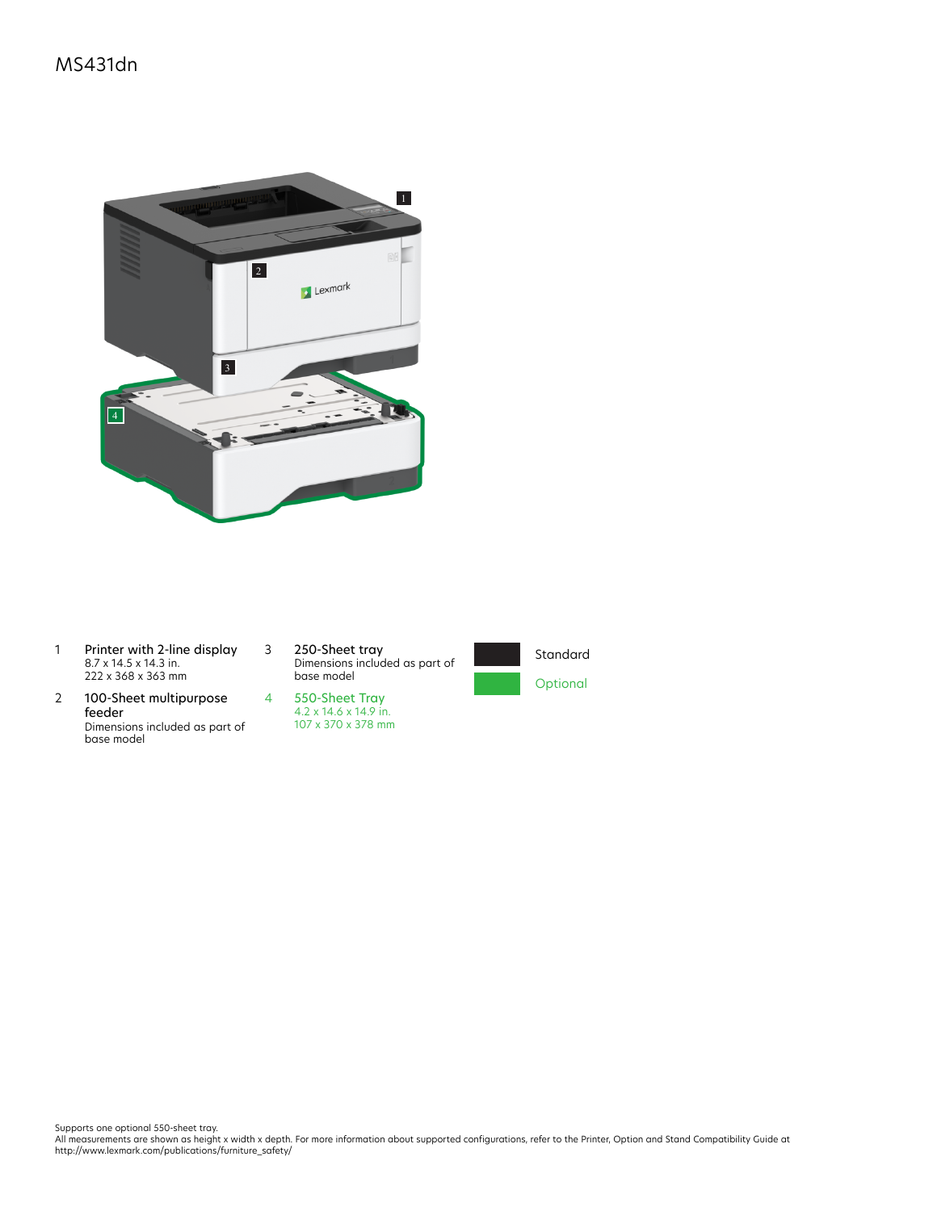# MS431dn

1. **Printer with 2-line display**
   8.7 x 14.5 x 14.3 in.
   222 x 368 x 363 mm

2. **100-Sheet multipurpose feeder**
   Dimensions included as part of base model

3. **250-Sheet tray**
   Dimensions included as part of base model

4. **550-Sheet Tray**
   4.2 x 14.6 x 14.9 in.
   107 x 370 x 378 mm

Standard

Optional

Supports one optional 550-sheet tray.
All measurements are shown as height x width x depth. For more information about supported configurations, refer to the Printer, Option and Stand Compatibility Guide at http://www.lexmark.com/publications/furniture_safety/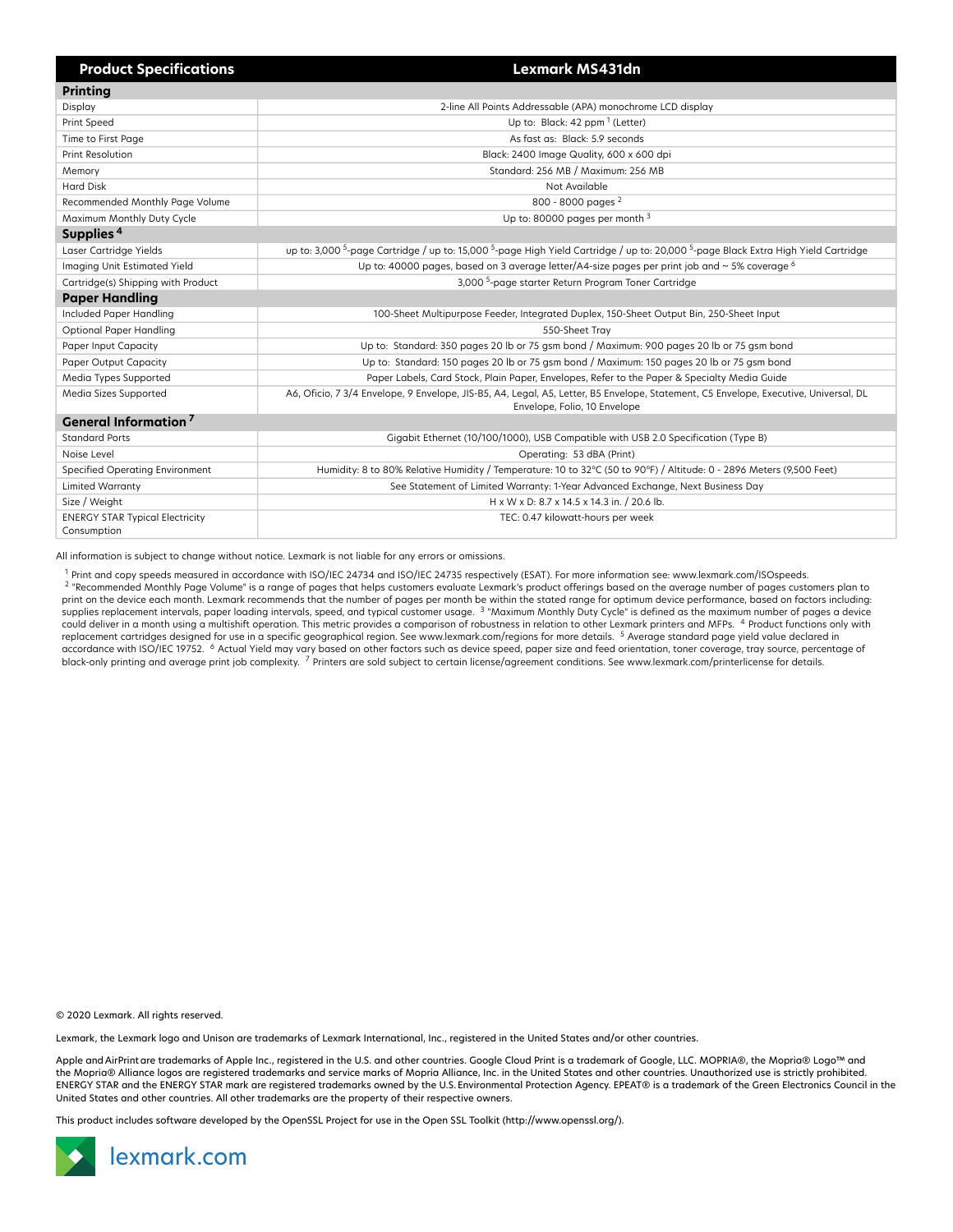| Product Specifications | Lexmark MS431dn |
|---|---|
| **Printing** | |
| Display | 2-line All Points Addressable (APA) monochrome LCD display |
| Print Speed | Up to: Black: 42 ppm [1] (Letter) |
| Time to First Page | As fast as: Black: 5.9 seconds |
| Print Resolution | Black: 2400 Image Quality, 600 x 600 dpi |
| Memory | Standard: 256 MB / Maximum: 256 MB |
| Hard Disk | Not Available |
| Recommended Monthly Page Volume | 800 - 8000 pages [2] |
| Maximum Monthly Duty Cycle | Up to: 80000 pages per month [3] |
| **Supplies [4]** | |
| Laser Cartridge Yields | up to: 3,000 [5]-page Cartridge / up to: 15,000 [5]-page High Yield Cartridge / up to: 20,000 [5]-page Black Extra High Yield Cartridge |
| Imaging Unit Estimated Yield | Up to: 40000 pages, based on 3 average letter/A4-size pages per print job and ~ 5% coverage [6] |
| Cartridge(s) Shipping with Product | 3,000 [5]-page starter Return Program Toner Cartridge |
| **Paper Handling** | |
| Included Paper Handling | 100-Sheet Multipurpose Feeder, Integrated Duplex, 150-Sheet Output Bin, 250-Sheet Input |
| Optional Paper Handling | 550-Sheet Tray |
| Paper Input Capacity | Up to: Standard: 350 pages 20 lb or 75 gsm bond / Maximum: 900 pages 20 lb or 75 gsm bond |
| Paper Output Capacity | Up to: Standard: 150 pages 20 lb or 75 gsm bond / Maximum: 150 pages 20 lb or 75 gsm bond |
| Media Types Supported | Paper Labels, Card Stock, Plain Paper, Envelopes, Refer to the Paper & Specialty Media Guide |
| Media Sizes Supported | A6, Oficio, 7 3/4 Envelope, 9 Envelope, JIS-B5, A4, Legal, A5, Letter, B5 Envelope, Statement, C5 Envelope, Executive, Universal, DL Envelope, Folio, 10 Envelope |
| **General Information [7]** | |
| Standard Ports | Gigabit Ethernet (10/100/1000), USB Compatible with USB 2.0 Specification (Type B) |
| Noise Level | Operating: 53 dBA (Print) |
| Specified Operating Environment | Humidity: 8 to 80% Relative Humidity / Temperature: 10 to 32°C (50 to 90°F) / Altitude: 0 - 2896 Meters (9,500 Feet) |
| Limited Warranty | See Statement of Limited Warranty: 1-Year Advanced Exchange, Next Business Day |
| Size / Weight | H x W x D: 8.7 x 14.5 x 14.3 in. / 20.6 lb. |
| ENERGY STAR Typical Electricity Consumption | TEC: 0.47 kilowatt-hours per week |

All information is subject to change without notice. Lexmark is not liable for any errors or omissions.

[1] Print and copy speeds measured in accordance with ISO/IEC 24734 and ISO/IEC 24735 respectively (ESAT). For more information see: www.lexmark.com/ISOspeeds. [2] "Recommended Monthly Page Volume" is a range of pages that helps customers evaluate Lexmark's product offerings based on the average number of pages customers plan to print on the device each month. Lexmark recommends that the number of pages per month be within the stated range for optimum device performance, based on factors including: supplies replacement intervals, paper loading intervals, speed, and typical customer usage. [3] "Maximum Monthly Duty Cycle" is defined as the maximum number of pages a device could deliver in a month using a multishift operation. This metric provides a comparison of robustness in relation to other Lexmark printers and MFPs. [4] Product functions only with replacement cartridges designed for use in a specific geographical region. See www.lexmark.com/regions for more details. [5] Average standard page yield value declared in accordance with ISO/IEC 19752. [6] Actual Yield may vary based on other factors such as device speed, paper size and feed orientation, toner coverage, tray source, percentage of black-only printing and average print job complexity. [7] Printers are sold subject to certain license/agreement conditions. See www.lexmark.com/printerlicense for details.

© 2020 Lexmark. All rights reserved.

Lexmark, the Lexmark logo and Unison are trademarks of Lexmark International, Inc., registered in the United States and/or other countries.

Apple and AirPrint are trademarks of Apple Inc., registered in the U.S. and other countries. Google Cloud Print is a trademark of Google, LLC. MOPRIA®, the Mopria® Logo™ and the Mopria® Alliance logos are registered trademarks and service marks of Mopria Alliance, Inc. in the United States and other countries. Unauthorized use is strictly prohibited. ENERGY STAR and the ENERGY STAR mark are registered trademarks owned by the U.S. Environmental Protection Agency. EPEAT® is a trademark of the Green Electronics Council in the United States and other countries. All other trademarks are the property of their respective owners.

This product includes software developed by the OpenSSL Project for use in the Open SSL Toolkit (http://www.openssl.org/).

lexmark.com